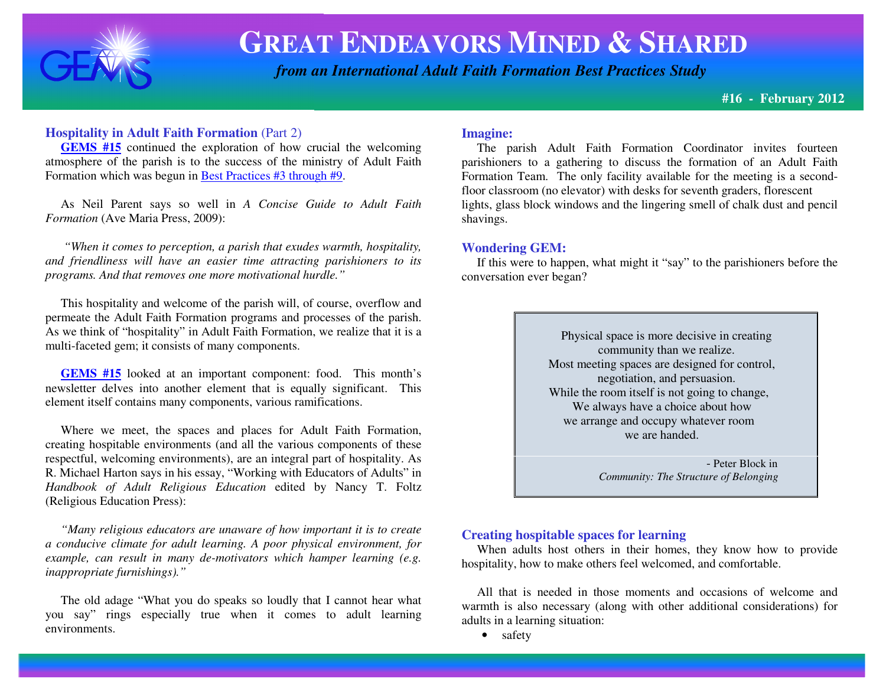# GREAT ENDEAVORS MINED & SHARED

*from an International Adult Faith Formation Best Practices Study*

**#16 - February 2012**

## Hospitality in Adult Faith Formation (Part 2)

**GEMS #15** continued the exploration of how crucial the welcoming atmosphere of the parish is to the success of the ministry of Adult Faith Formation which was begun in Best Practices #3 through #9.

As Neil Parent says so well in *A Concise Guide to Adult Faith Formation* (Ave Maria Press, 2009):

*"When it comes to perception, a parish that exudes warmth, hospitality, and friendliness will have an easier time attracting parishioners to its programs. And that removes one more motivational hurdle."*

This hospitality and welcome of the parish will, of course, overflow and permeate the Adult Faith Formation programs and processes of the parish. As we think of "hospitality" in Adult Faith Formation, we realize that it is a multi-faceted gem; it consists of many components.

**GEMS #15** looked at an important component: food. This month's newsletter delves into another element that is equally significant. This element itself contains many components, various ramifications.

Where we meet, the spaces and places for Adult Faith Formation, creating hospitable environments (and all the various components of these respectful, welcoming environments), are an integral part of hospitality. As R. Michael Harton says in his essay, "Working with Educators of Adults" in *Handbook of Adult Religious Education* edited by Nancy T. Foltz (Religious Education Press):

*"Many religious educators are unaware of how important it is to create a conducive climate for adult learning. A poor physical environment, for example, can result in many de-motivators which hamper learning (e.g. inappropriate furnishings)."*

The old adage "What you do speaks so loudly that I cannot hear what you say" rings especially true when it comes to adult learning environments.

## Imagine:

The parish Adult Faith Formation Coordinator invites fourteen parishioners to a gathering to discuss the formation of an Adult Faith Formation Team. The only facility available for the meeting is a second-floor classroom (no elevator) with desks for seventh graders, florescent lights, glass block windows and the lingering smell of chalk dust and pencil shavings.

## Wondering GEM:

If this were to happen, what might it "say" to the parishioners before the conversation ever began?

> Physical space is more decisive in creating community than we realize.
> Most meeting spaces are designed for control, negotiation, and persuasion.
> While the room itself is not going to change,
> We always have a choice about how
> we arrange and occupy whatever room
> we are handed.
>
> \- Peter Block in *Community: The Structure of Belonging*

## Creating hospitable spaces for learning

When adults host others in their homes, they know how to provide hospitality, how to make others feel welcomed, and comfortable.

All that is needed in those moments and occasions of welcome and warmth is also necessary (along with other additional considerations) for adults in a learning situation:

- safety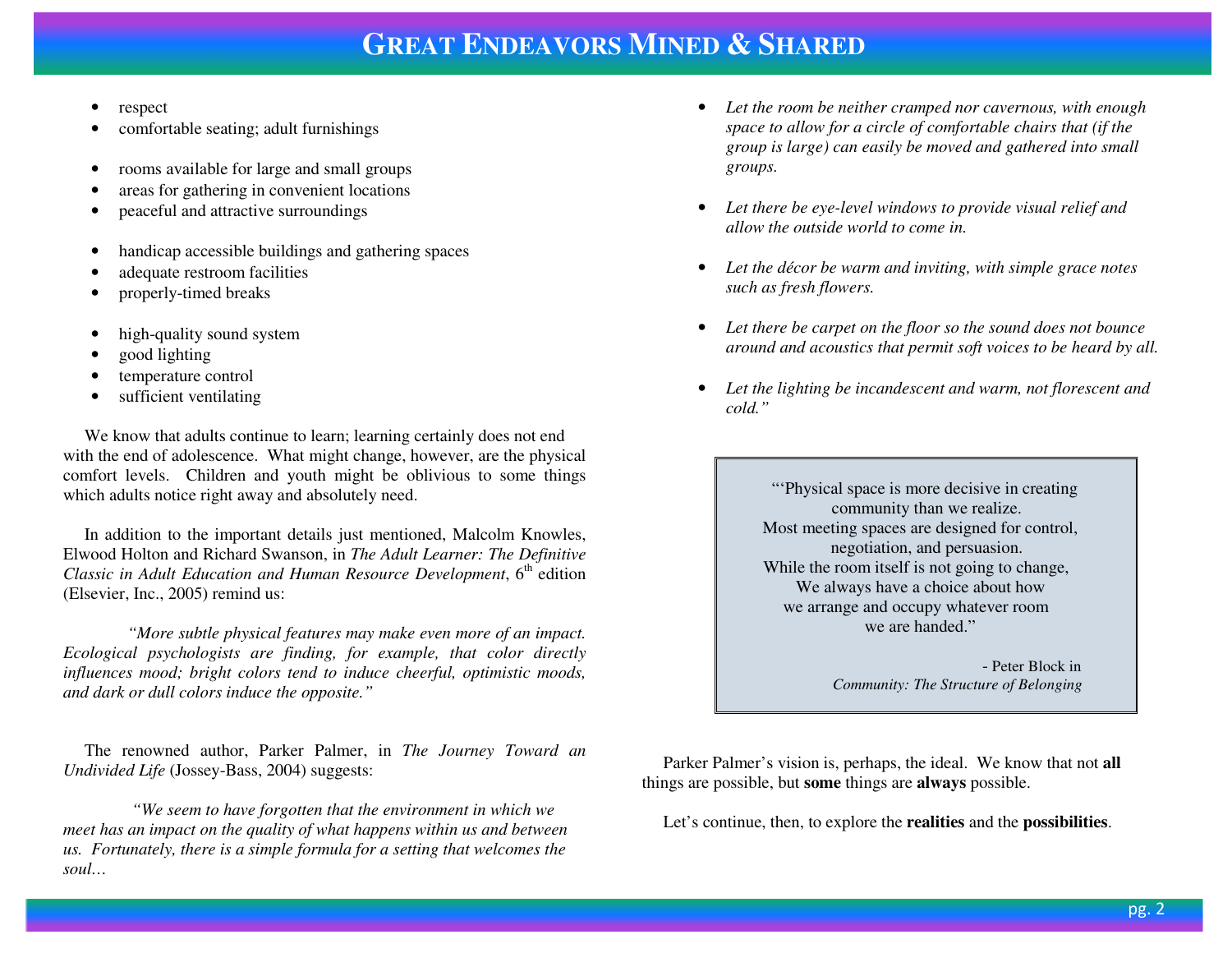- respect
- comfortable seating; adult furnishings

- rooms available for large and small groups
- areas for gathering in convenient locations
- peaceful and attractive surroundings

- handicap accessible buildings and gathering spaces
- adequate restroom facilities
- properly-timed breaks

- high-quality sound system
- good lighting
- temperature control
- sufficient ventilating

We know that adults continue to learn; learning certainly does not end with the end of adolescence. What might change, however, are the physical comfort levels. Children and youth might be oblivious to some things which adults notice right away and absolutely need.

In addition to the important details just mentioned, Malcolm Knowles, Elwood Holton and Richard Swanson, in *The Adult Learner: The Definitive Classic in Adult Education and Human Resource Development*, 6th edition (Elsevier, Inc., 2005) remind us:

*"More subtle physical features may make even more of an impact. Ecological psychologists are finding, for example, that color directly influences mood; bright colors tend to induce cheerful, optimistic moods, and dark or dull colors induce the opposite."*

The renowned author, Parker Palmer, in *The Journey Toward an Undivided Life* (Jossey-Bass, 2004) suggests:

*"We seem to have forgotten that the environment in which we meet has an impact on the quality of what happens within us and between us. Fortunately, there is a simple formula for a setting that welcomes the soul…*

- *Let the room be neither cramped nor cavernous, with enough space to allow for a circle of comfortable chairs that (if the group is large) can easily be moved and gathered into small groups.*

- *Let there be eye-level windows to provide visual relief and allow the outside world to come in.*

- *Let the décor be warm and inviting, with simple grace notes such as fresh flowers.*

- *Let there be carpet on the floor so the sound does not bounce around and acoustics that permit soft voices to be heard by all.*

- *Let the lighting be incandescent and warm, not florescent and cold."*

> "'Physical space is more decisive in creating community than we realize.
> Most meeting spaces are designed for control, negotiation, and persuasion.
> While the room itself is not going to change,
> We always have a choice about how we arrange and occupy whatever room we are handed."
>
> \- Peter Block in *Community: The Structure of Belonging*

Parker Palmer's vision is, perhaps, the ideal. We know that not **all** things are possible, but **some** things are **always** possible.

Let's continue, then, to explore the **realities** and the **possibilities**.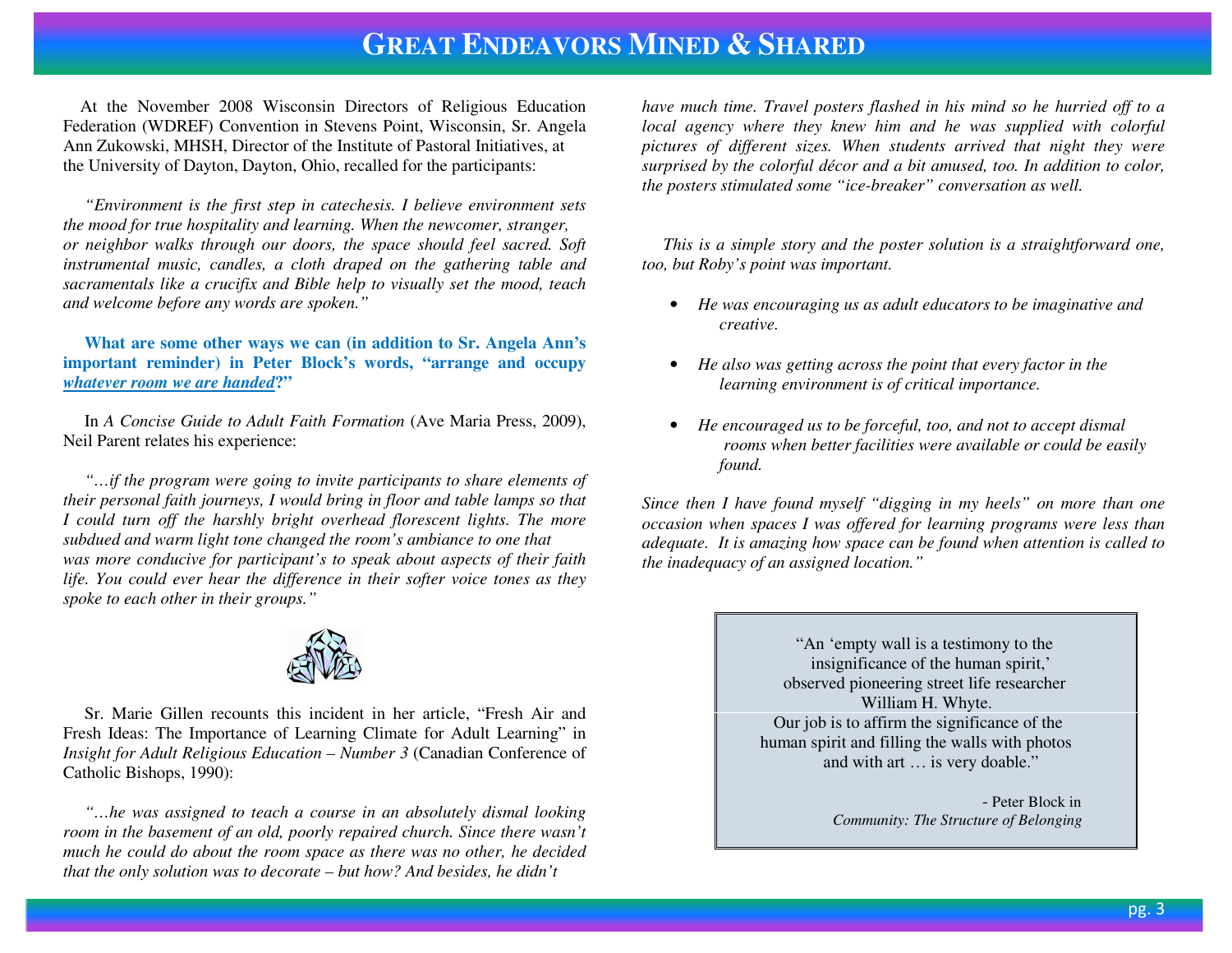# Great Endeavors Mined & Shared

At the November 2008 Wisconsin Directors of Religious Education Federation (WDREF) Convention in Stevens Point, Wisconsin, Sr. Angela Ann Zukowski, MHSH, Director of the Institute of Pastoral Initiatives, at the University of Dayton, Dayton, Ohio, recalled for the participants:

*"Environment is the first step in catechesis. I believe environment sets the mood for true hospitality and learning. When the newcomer, stranger, or neighbor walks through our doors, the space should feel sacred. Soft instrumental music, candles, a cloth draped on the gathering table and sacramentals like a crucifix and Bible help to visually set the mood, teach and welcome before any words are spoken."*

**What are some other ways we can (in addition to Sr. Angela Ann's important reminder) in Peter Block's words, "arrange and occupy *whatever room we are handed*?"**

In *A Concise Guide to Adult Faith Formation* (Ave Maria Press, 2009), Neil Parent relates his experience:

*"…if the program were going to invite participants to share elements of their personal faith journeys, I would bring in floor and table lamps so that I could turn off the harshly bright overhead florescent lights. The more subdued and warm light tone changed the room's ambiance to one that was more conducive for participant's to speak about aspects of their faith life. You could ever hear the difference in their softer voice tones as they spoke to each other in their groups."*

Sr. Marie Gillen recounts this incident in her article, "Fresh Air and Fresh Ideas: The Importance of Learning Climate for Adult Learning" in *Insight for Adult Religious Education – Number 3* (Canadian Conference of Catholic Bishops, 1990):

*"…he was assigned to teach a course in an absolutely dismal looking room in the basement of an old, poorly repaired church. Since there wasn't much he could do about the room space as there was no other, he decided that the only solution was to decorate – but how? And besides, he didn't have much time. Travel posters flashed in his mind so he hurried off to a local agency where they knew him and he was supplied with colorful pictures of different sizes. When students arrived that night they were surprised by the colorful décor and a bit amused, too. In addition to color, the posters stimulated some "ice-breaker" conversation as well.*

*This is a simple story and the poster solution is a straightforward one, too, but Roby's point was important.*

- *He was encouraging us as adult educators to be imaginative and creative.*
- *He also was getting across the point that every factor in the learning environment is of critical importance.*
- *He encouraged us to be forceful, too, and not to accept dismal rooms when better facilities were available or could be easily found.*

*Since then I have found myself "digging in my heels" on more than one occasion when spaces I was offered for learning programs were less than adequate. It is amazing how space can be found when attention is called to the inadequacy of an assigned location."*

> "An 'empty wall is a testimony to the insignificance of the human spirit,' observed pioneering street life researcher William H. Whyte.
> Our job is to affirm the significance of the human spirit and filling the walls with photos and with art … is very doable."
>
> \- Peter Block in *Community: The Structure of Belonging*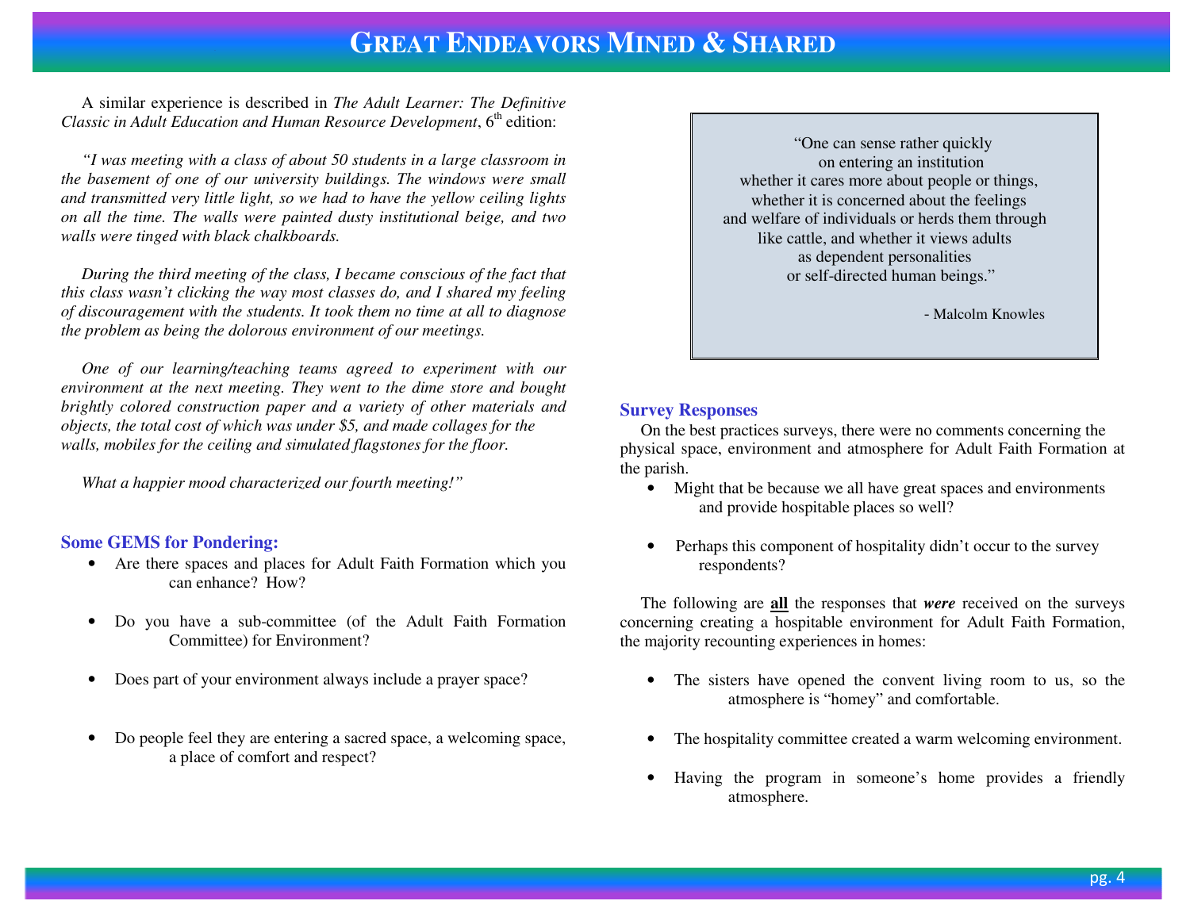A similar experience is described in *The Adult Learner: The Definitive Classic in Adult Education and Human Resource Development*, 6th edition:

*"I was meeting with a class of about 50 students in a large classroom in the basement of one of our university buildings. The windows were small and transmitted very little light, so we had to have the yellow ceiling lights on all the time. The walls were painted dusty institutional beige, and two walls were tinged with black chalkboards.*

*During the third meeting of the class, I became conscious of the fact that this class wasn't clicking the way most classes do, and I shared my feeling of discouragement with the students. It took them no time at all to diagnose the problem as being the dolorous environment of our meetings.*

*One of our learning/teaching teams agreed to experiment with our environment at the next meeting. They went to the dime store and bought brightly colored construction paper and a variety of other materials and objects, the total cost of which was under $5, and made collages for the walls, mobiles for the ceiling and simulated flagstones for the floor.*

*What a happier mood characterized our fourth meeting!"*

### Some GEMS for Pondering:

- Are there spaces and places for Adult Faith Formation which you can enhance? How?
- Do you have a sub-committee (of the Adult Faith Formation Committee) for Environment?
- Does part of your environment always include a prayer space?
- Do people feel they are entering a sacred space, a welcoming space, a place of comfort and respect?

> "One can sense rather quickly on entering an institution whether it cares more about people or things, whether it is concerned about the feelings and welfare of individuals or herds them through like cattle, and whether it views adults as dependent personalities or self-directed human beings."
>
> - Malcolm Knowles

### Survey Responses

On the best practices surveys, there were no comments concerning the physical space, environment and atmosphere for Adult Faith Formation at the parish.

- Might that be because we all have great spaces and environments and provide hospitable places so well?
- Perhaps this component of hospitality didn't occur to the survey respondents?

The following are **all** the responses that ***were*** received on the surveys concerning creating a hospitable environment for Adult Faith Formation, the majority recounting experiences in homes:

- The sisters have opened the convent living room to us, so the atmosphere is "homey" and comfortable.
- The hospitality committee created a warm welcoming environment.
- Having the program in someone's home provides a friendly atmosphere.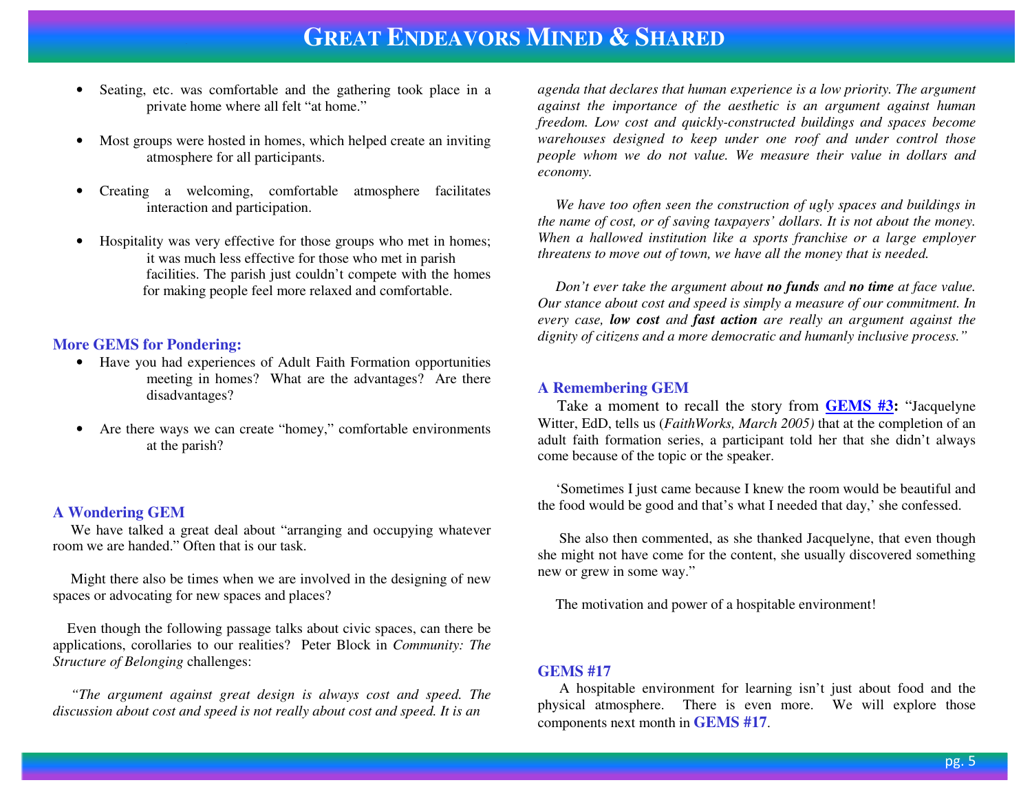- Seating, etc. was comfortable and the gathering took place in a private home where all felt "at home."

- Most groups were hosted in homes, which helped create an inviting atmosphere for all participants.

- Creating a welcoming, comfortable atmosphere facilitates interaction and participation.

- Hospitality was very effective for those groups who met in homes; it was much less effective for those who met in parish facilities. The parish just couldn't compete with the homes for making people feel more relaxed and comfortable.

### More GEMS for Pondering:

- Have you had experiences of Adult Faith Formation opportunities meeting in homes? What are the advantages? Are there disadvantages?

- Are there ways we can create "homey," comfortable environments at the parish?

### A Wondering GEM

We have talked a great deal about "arranging and occupying whatever room we are handed." Often that is our task.

Might there also be times when we are involved in the designing of new spaces or advocating for new spaces and places?

Even though the following passage talks about civic spaces, can there be applications, corollaries to our realities? Peter Block in *Community: The Structure of Belonging* challenges:

*"The argument against great design is always cost and speed. The discussion about cost and speed is not really about cost and speed. It is an agenda that declares that human experience is a low priority. The argument against the importance of the aesthetic is an argument against human freedom. Low cost and quickly-constructed buildings and spaces become warehouses designed to keep under one roof and under control those people whom we do not value. We measure their value in dollars and economy.*

*We have too often seen the construction of ugly spaces and buildings in the name of cost, or of saving taxpayers' dollars. It is not about the money. When a hallowed institution like a sports franchise or a large employer threatens to move out of town, we have all the money that is needed.*

*Don't ever take the argument about **no funds** and **no time** at face value. Our stance about cost and speed is simply a measure of our commitment. In every case, **low cost** and **fast action** are really an argument against the dignity of citizens and a more democratic and humanly inclusive process."*

### A Remembering GEM

Take a moment to recall the story from **GEMS #3:** "Jacquelyne Witter, EdD, tells us (*FaithWorks, March 2005)* that at the completion of an adult faith formation series, a participant told her that she didn't always come because of the topic or the speaker.

'Sometimes I just came because I knew the room would be beautiful and the food would be good and that's what I needed that day,' she confessed.

She also then commented, as she thanked Jacquelyne, that even though she might not have come for the content, she usually discovered something new or grew in some way."

The motivation and power of a hospitable environment!

### GEMS #17

A hospitable environment for learning isn't just about food and the physical atmosphere. There is even more. We will explore those components next month in **GEMS #17**.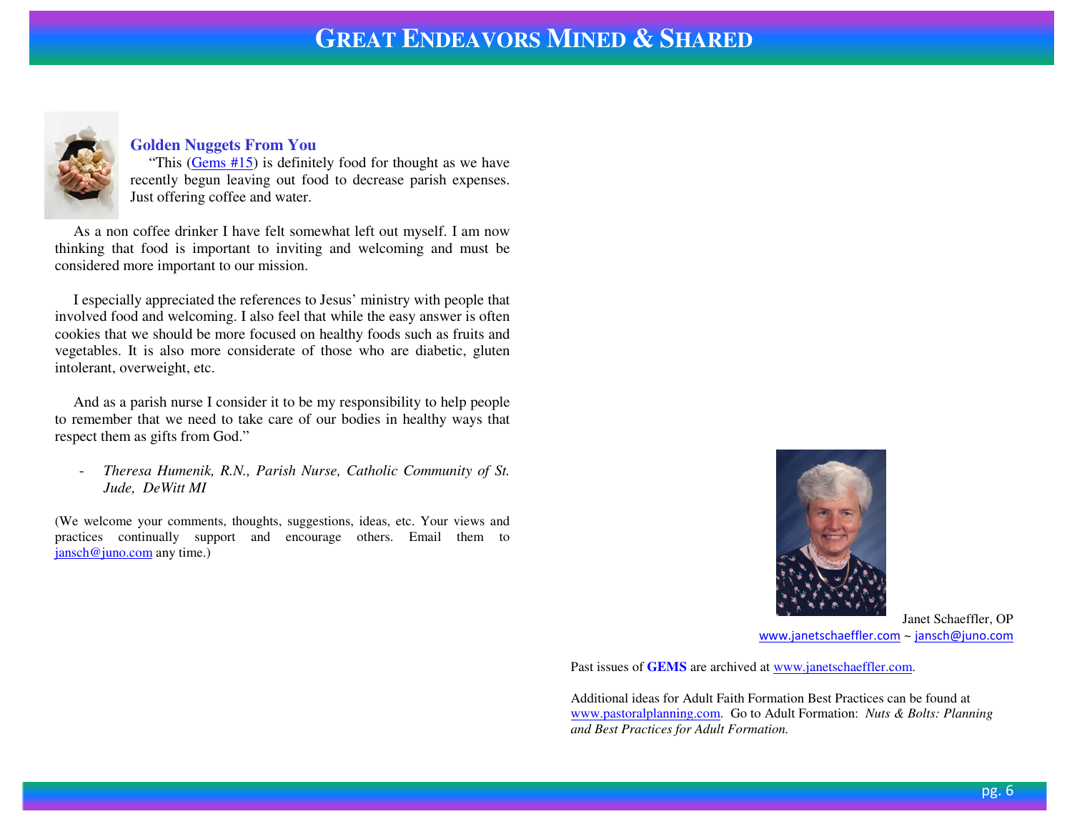## Golden Nuggets From You

"This (Gems #15) is definitely food for thought as we have recently begun leaving out food to decrease parish expenses. Just offering coffee and water.

As a non coffee drinker I have felt somewhat left out myself. I am now thinking that food is important to inviting and welcoming and must be considered more important to our mission.

I especially appreciated the references to Jesus' ministry with people that involved food and welcoming. I also feel that while the easy answer is often cookies that we should be more focused on healthy foods such as fruits and vegetables. It is also more considerate of those who are diabetic, gluten intolerant, overweight, etc.

And as a parish nurse I consider it to be my responsibility to help people to remember that we need to take care of our bodies in healthy ways that respect them as gifts from God."

- *Theresa Humenik, R.N., Parish Nurse, Catholic Community of St. Jude, DeWitt MI*

(We welcome your comments, thoughts, suggestions, ideas, etc. Your views and practices continually support and encourage others. Email them to jansch@juno.com any time.)

Janet Schaeffler, OP
www.janetschaeffler.com ~ jansch@juno.com

Past issues of **GEMS** are archived at www.janetschaeffler.com.

Additional ideas for Adult Faith Formation Best Practices can be found at www.pastoralplanning.com. Go to Adult Formation: *Nuts & Bolts: Planning and Best Practices for Adult Formation.*